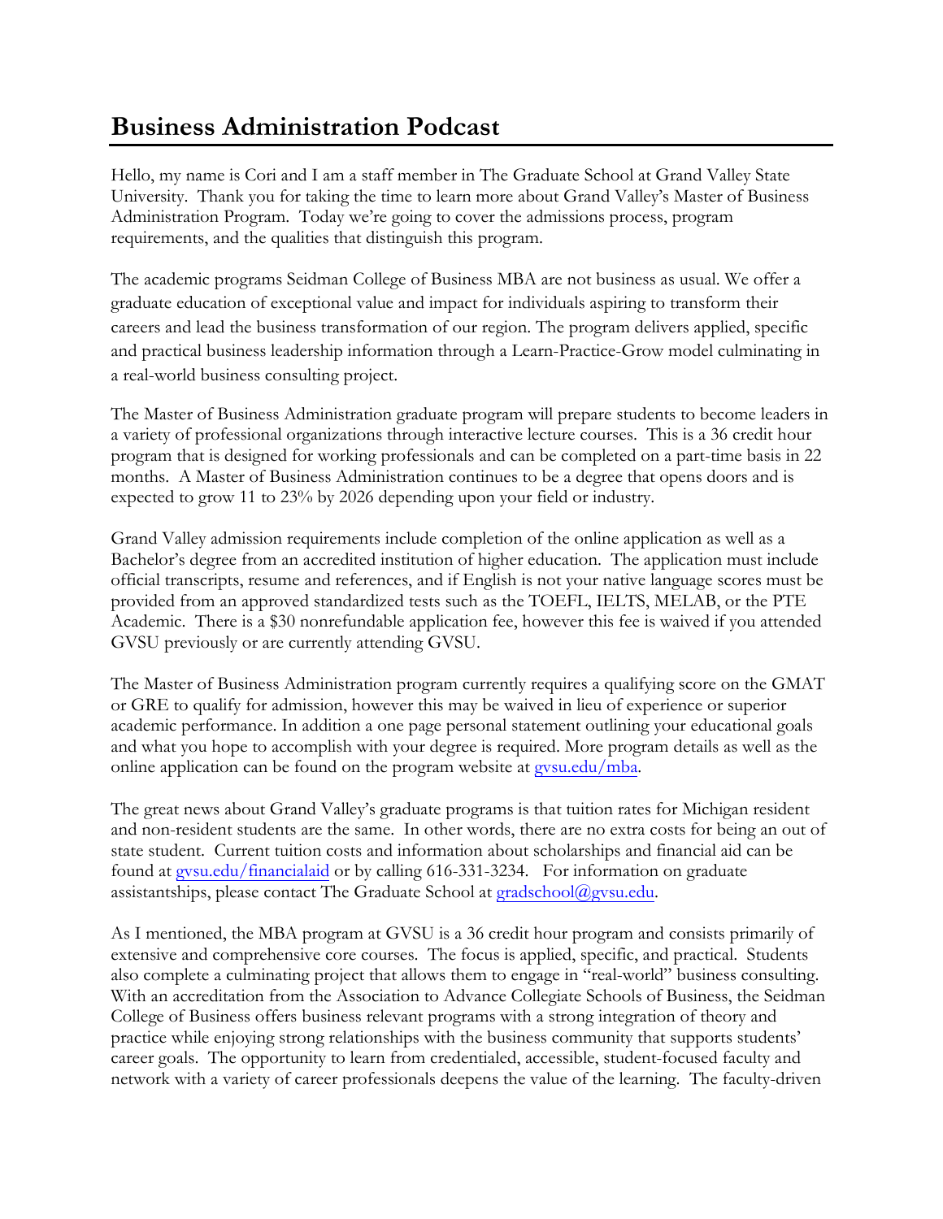# Business Administration Podcast

Hello, my name is Cori and I am a staff member in The Graduate School at Grand Valley State University. Thank you for taking the time to learn more about Grand Valley's Master of Business Administration Program. Today we're going to cover the admissions process, program requirements, and the qualities that distinguish this program.

The academic programs Seidman College of Business MBA are not business as usual. We offer a graduate education of exceptional value and impact for individuals aspiring to transform their careers and lead the business transformation of our region. The program delivers applied, specific and practical business leadership information through a Learn-Practice-Grow model culminating in a real-world business consulting project.

The Master of Business Administration graduate program will prepare students to become leaders in a variety of professional organizations through interactive lecture courses. This is a 36 credit hour program that is designed for working professionals and can be completed on a part-time basis in 22 months. A Master of Business Administration continues to be a degree that opens doors and is expected to grow 11 to 23% by 2026 depending upon your field or industry.

Grand Valley admission requirements include completion of the online application as well as a Bachelor's degree from an accredited institution of higher education. The application must include official transcripts, resume and references, and if English is not your native language scores must be provided from an approved standardized tests such as the TOEFL, IELTS, MELAB, or the PTE Academic. There is a $30 nonrefundable application fee, however this fee is waived if you attended GVSU previously or are currently attending GVSU.

The Master of Business Administration program currently requires a qualifying score on the GMAT or GRE to qualify for admission, however this may be waived in lieu of experience or superior academic performance. In addition a one page personal statement outlining your educational goals and what you hope to accomplish with your degree is required. More program details as well as the online application can be found on the program website at [gvsu.edu/mba](gvsu.edu/mba).

The great news about Grand Valley's graduate programs is that tuition rates for Michigan resident and non-resident students are the same. In other words, there are no extra costs for being an out of state student. Current tuition costs and information about scholarships and financial aid can be found at [gvsu.edu/financialaid](gvsu.edu/financialaid) or by calling 616-331-3234. For information on graduate assistantships, please contact The Graduate School at [gradschool@gvsu.edu](mailto:gradschool@gvsu.edu).

As I mentioned, the MBA program at GVSU is a 36 credit hour program and consists primarily of extensive and comprehensive core courses. The focus is applied, specific, and practical. Students also complete a culminating project that allows them to engage in "real-world" business consulting. With an accreditation from the Association to Advance Collegiate Schools of Business, the Seidman College of Business offers business relevant programs with a strong integration of theory and practice while enjoying strong relationships with the business community that supports students' career goals. The opportunity to learn from credentialed, accessible, student-focused faculty and network with a variety of career professionals deepens the value of the learning. The faculty-driven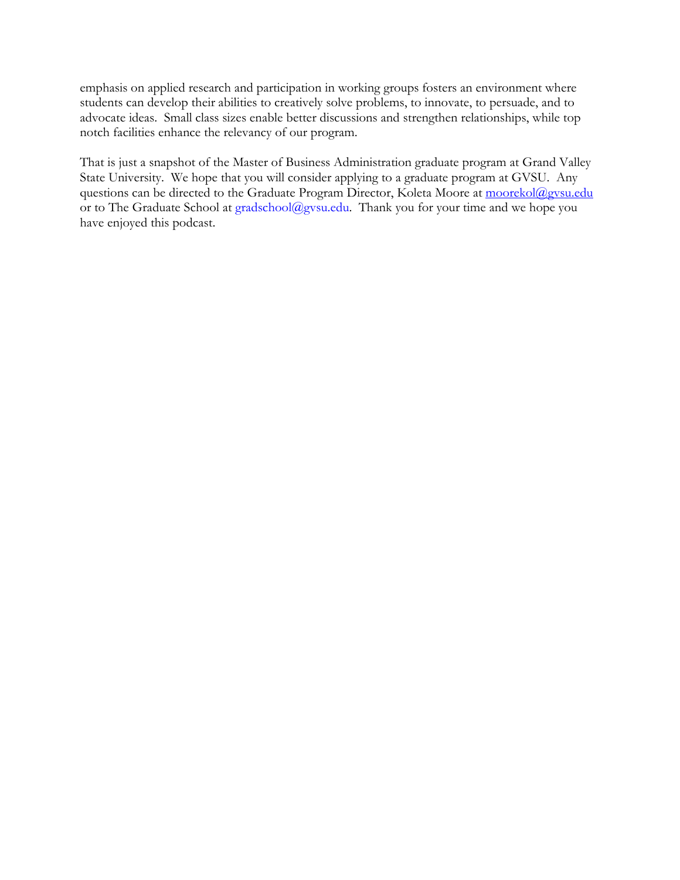emphasis on applied research and participation in working groups fosters an environment where students can develop their abilities to creatively solve problems, to innovate, to persuade, and to advocate ideas. Small class sizes enable better discussions and strengthen relationships, while top notch facilities enhance the relevancy of our program.

That is just a snapshot of the Master of Business Administration graduate program at Grand Valley State University. We hope that you will consider applying to a graduate program at GVSU. Any questions can be directed to the Graduate Program Director, Koleta Moore at moorekol@gvsu.edu or to The Graduate School at gradschool@gvsu.edu. Thank you for your time and we hope you have enjoyed this podcast.